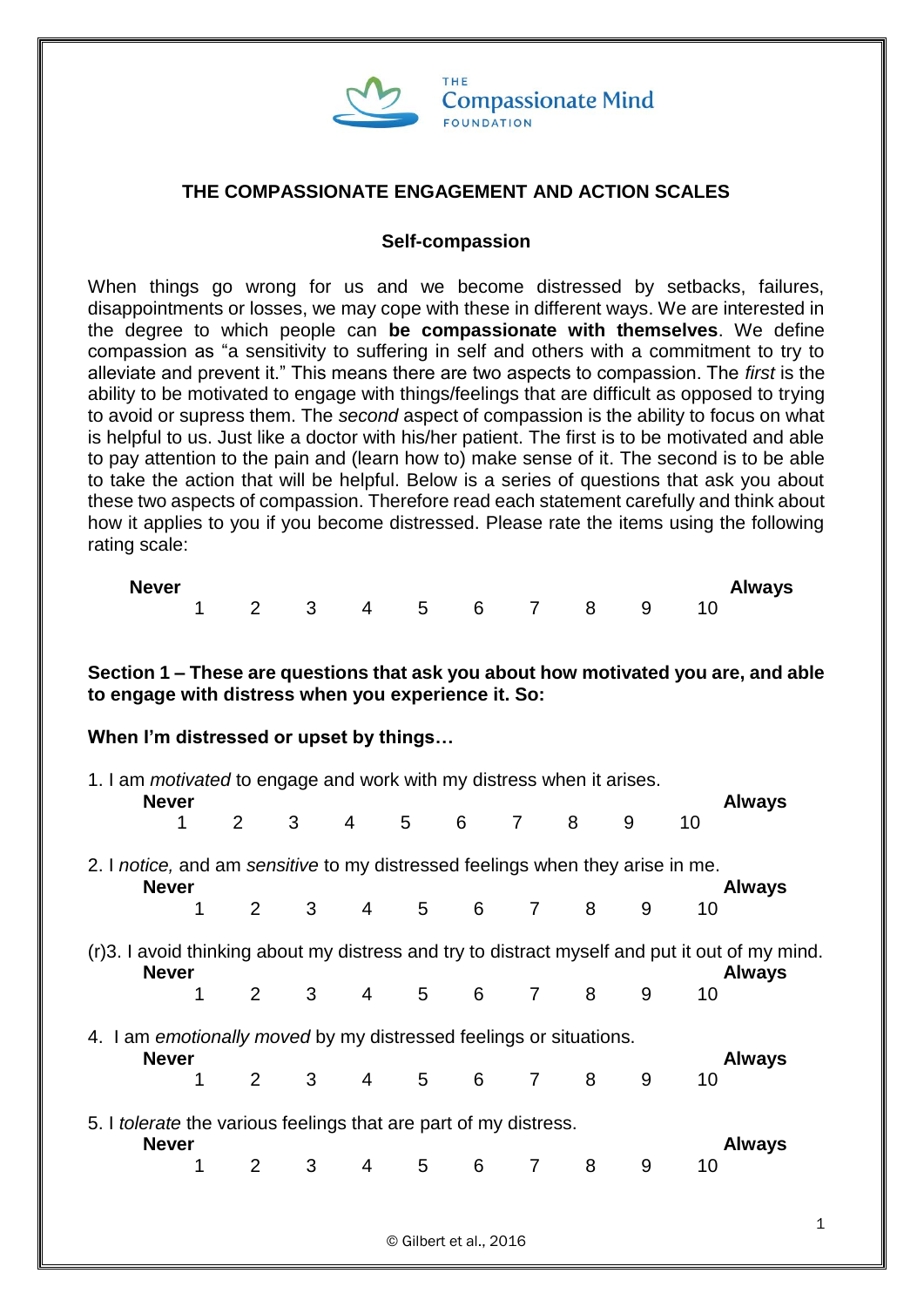THE Compassionate Mind FOUNDATION

# THE COMPASSIONATE ENGAGEMENT AND ACTION SCALES

## Self-compassion

When things go wrong for us and we become distressed by setbacks, failures, disappointments or losses, we may cope with these in different ways. We are interested in the degree to which people can **be compassionate with themselves**. We define compassion as "a sensitivity to suffering in self and others with a commitment to try to alleviate and prevent it." This means there are two aspects to compassion. The *first* is the ability to be motivated to engage with things/feelings that are difficult as opposed to trying to avoid or supress them. The *second* aspect of compassion is the ability to focus on what is helpful to us. Just like a doctor with his/her patient. The first is to be motivated and able to pay attention to the pain and (learn how to) make sense of it. The second is to be able to take the action that will be helpful. Below is a series of questions that ask you about these two aspects of compassion. Therefore read each statement carefully and think about how it applies to you if you become distressed. Please rate the items using the following rating scale:

**Never** 1 2 3 4 5 6 7 8 9 10 **Always**

**Section 1 – These are questions that ask you about how motivated you are, and able to engage with distress when you experience it. So:**

**When I'm distressed or upset by things…**

1. I am *motivated* to engage and work with my distress when it arises.

**Never** 1 2 3 4 5 6 7 8 9 10 **Always**

2. I *notice,* and am *sensitive* to my distressed feelings when they arise in me.

**Never** 1 2 3 4 5 6 7 8 9 10 **Always**

(r)3. I avoid thinking about my distress and try to distract myself and put it out of my mind.

**Never** 1 2 3 4 5 6 7 8 9 10 **Always**

4. I am *emotionally moved* by my distressed feelings or situations.

**Never** 1 2 3 4 5 6 7 8 9 10 **Always**

5. I *tolerate* the various feelings that are part of my distress.

**Never** 1 2 3 4 5 6 7 8 9 10 **Always**

© Gilbert et al., 2016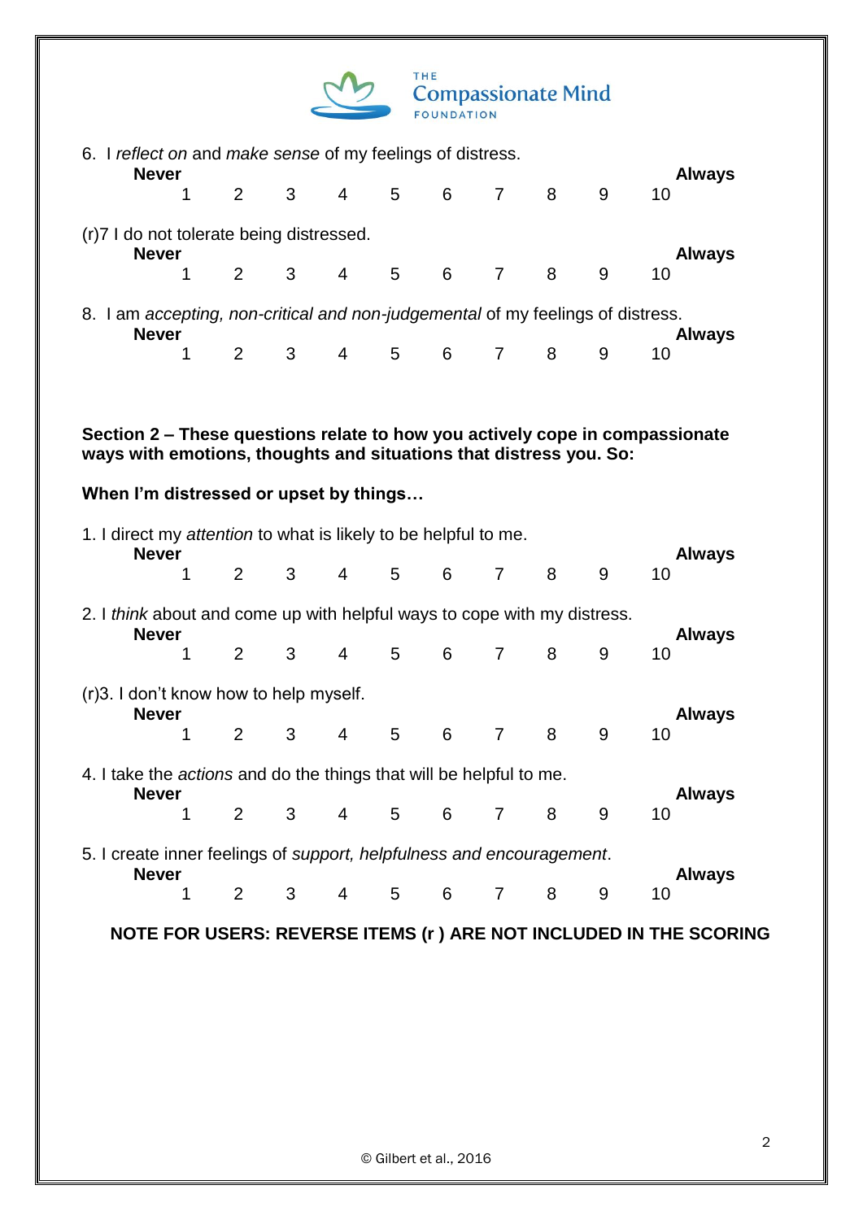6. I *reflect on* and *make sense* of my feelings of distress.

| **Never** | | | | | | | | | **Always** |
|---|---|---|---|---|---|---|---|---|---|
| 1 | 2 | 3 | 4 | 5 | 6 | 7 | 8 | 9 | 10 |

(r)7 I do not tolerate being distressed.

| **Never** | | | | | | | | | **Always** |
|---|---|---|---|---|---|---|---|---|---|
| 1 | 2 | 3 | 4 | 5 | 6 | 7 | 8 | 9 | 10 |

8. I am *accepting, non-critical and non-judgemental* of my feelings of distress.

| **Never** | | | | | | | | | **Always** |
|---|---|---|---|---|---|---|---|---|---|
| 1 | 2 | 3 | 4 | 5 | 6 | 7 | 8 | 9 | 10 |

**Section 2 – These questions relate to how you actively cope in compassionate ways with emotions, thoughts and situations that distress you. So:**

**When I'm distressed or upset by things…**

1. I direct my *attention* to what is likely to be helpful to me.

| **Never** | | | | | | | | | **Always** |
|---|---|---|---|---|---|---|---|---|---|
| 1 | 2 | 3 | 4 | 5 | 6 | 7 | 8 | 9 | 10 |

2. I *think* about and come up with helpful ways to cope with my distress.

| **Never** | | | | | | | | | **Always** |
|---|---|---|---|---|---|---|---|---|---|
| 1 | 2 | 3 | 4 | 5 | 6 | 7 | 8 | 9 | 10 |

(r)3. I don't know how to help myself.

| **Never** | | | | | | | | | **Always** |
|---|---|---|---|---|---|---|---|---|---|
| 1 | 2 | 3 | 4 | 5 | 6 | 7 | 8 | 9 | 10 |

4. I take the *actions* and do the things that will be helpful to me.

| **Never** | | | | | | | | | **Always** |
|---|---|---|---|---|---|---|---|---|---|
| 1 | 2 | 3 | 4 | 5 | 6 | 7 | 8 | 9 | 10 |

5. I create inner feelings of *support, helpfulness and encouragement*.

| **Never** | | | | | | | | | **Always** |
|---|---|---|---|---|---|---|---|---|---|
| 1 | 2 | 3 | 4 | 5 | 6 | 7 | 8 | 9 | 10 |

**NOTE FOR USERS: REVERSE ITEMS (r ) ARE NOT INCLUDED IN THE SCORING**

© Gilbert et al., 2016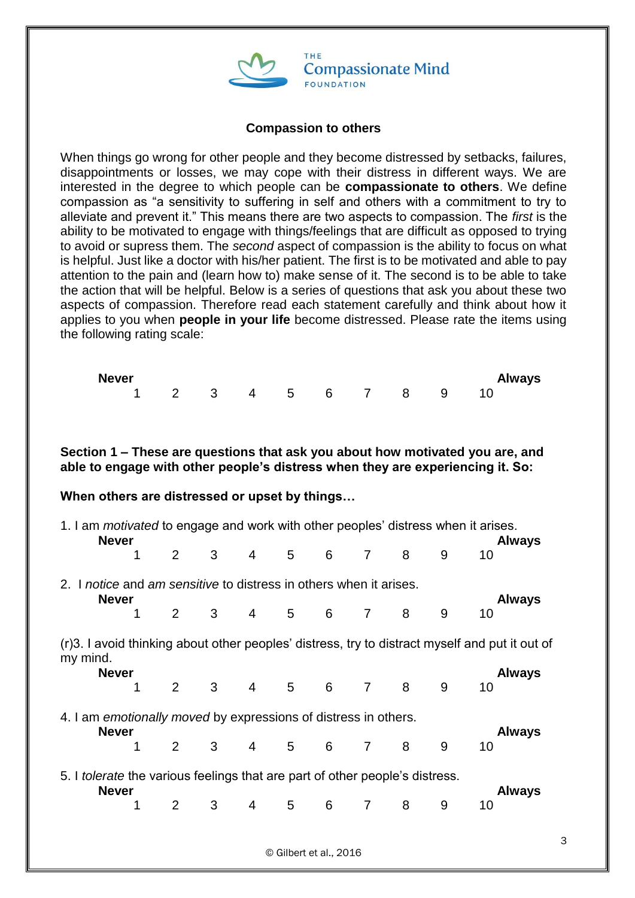THE
Compassionate Mind
FOUNDATION

## Compassion to others

When things go wrong for other people and they become distressed by setbacks, failures, disappointments or losses, we may cope with their distress in different ways. We are interested in the degree to which people can be **compassionate to others**. We define compassion as "a sensitivity to suffering in self and others with a commitment to try to alleviate and prevent it." This means there are two aspects to compassion. The *first* is the ability to be motivated to engage with things/feelings that are difficult as opposed to trying to avoid or supress them. The *second* aspect of compassion is the ability to focus on what is helpful. Just like a doctor with his/her patient. The first is to be motivated and able to pay attention to the pain and (learn how to) make sense of it. The second is to be able to take the action that will be helpful. Below is a series of questions that ask you about these two aspects of compassion. Therefore read each statement carefully and think about how it applies to you when **people in your life** become distressed. Please rate the items using the following rating scale:

**Never** 1 2 3 4 5 6 7 8 9 10 **Always**

**Section 1 – These are questions that ask you about how motivated you are, and able to engage with other people's distress when they are experiencing it. So:**

**When others are distressed or upset by things…**

1. I am *motivated* to engage and work with other peoples' distress when it arises.

**Never** 1 2 3 4 5 6 7 8 9 10 **Always**

2. I *notice* and *am sensitive* to distress in others when it arises.

**Never** 1 2 3 4 5 6 7 8 9 10 **Always**

(r)3. I avoid thinking about other peoples' distress, try to distract myself and put it out of my mind.

**Never** 1 2 3 4 5 6 7 8 9 10 **Always**

4. I am *emotionally moved* by expressions of distress in others.

**Never** 1 2 3 4 5 6 7 8 9 10 **Always**

5. I *tolerate* the various feelings that are part of other people's distress.

**Never** 1 2 3 4 5 6 7 8 9 10 **Always**

© Gilbert et al., 2016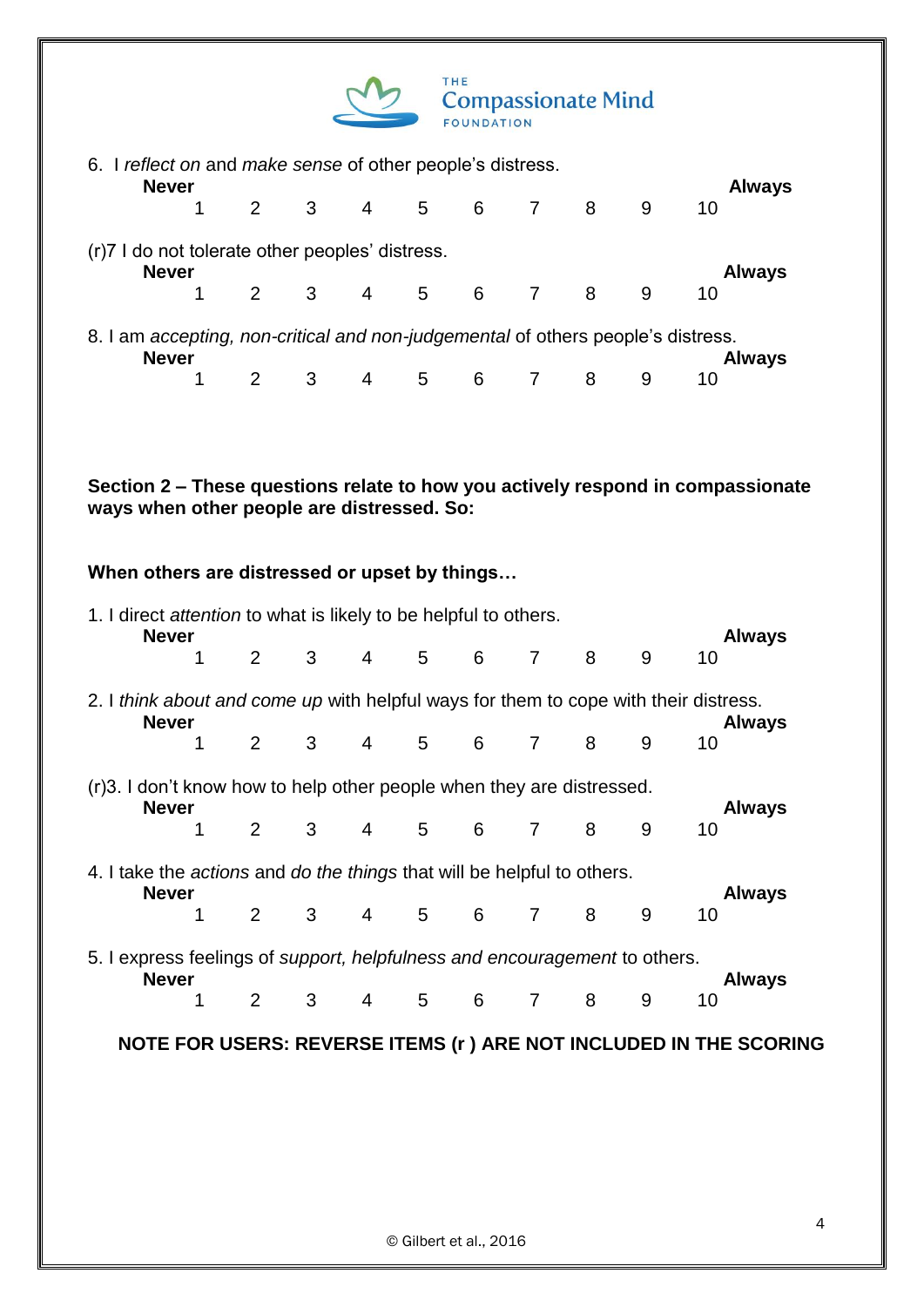6. I *reflect on* and *make sense* of other people's distress.

**Never** **Always**

1 2 3 4 5 6 7 8 9 10

(r)7 I do not tolerate other peoples' distress.

**Never** **Always**

1 2 3 4 5 6 7 8 9 10

8. I am *accepting, non-critical and non-judgemental* of others people's distress.

**Never** **Always**

1 2 3 4 5 6 7 8 9 10

**Section 2 – These questions relate to how you actively respond in compassionate ways when other people are distressed. So:**

**When others are distressed or upset by things…**

1. I direct *attention* to what is likely to be helpful to others.

**Never** **Always**

1 2 3 4 5 6 7 8 9 10

2. I *think about and come up* with helpful ways for them to cope with their distress.

**Never** **Always**

1 2 3 4 5 6 7 8 9 10

(r)3. I don't know how to help other people when they are distressed.

**Never** **Always**

1 2 3 4 5 6 7 8 9 10

4. I take the *actions* and *do the things* that will be helpful to others.

**Never** **Always**

1 2 3 4 5 6 7 8 9 10

5. I express feelings of *support, helpfulness and encouragement* to others.

**Never** **Always**

1 2 3 4 5 6 7 8 9 10

**NOTE FOR USERS: REVERSE ITEMS (r ) ARE NOT INCLUDED IN THE SCORING**

© Gilbert et al., 2016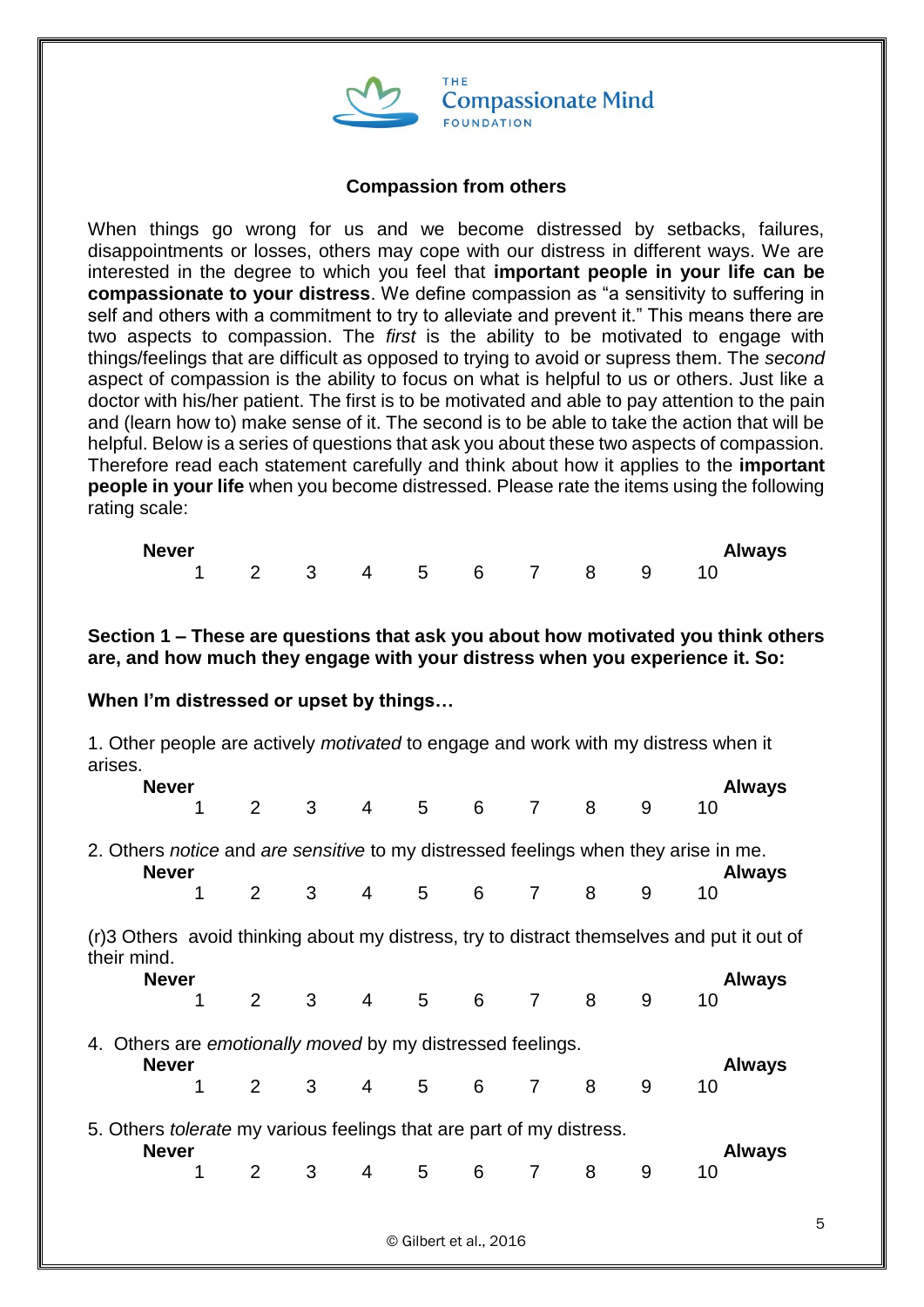THE Compassionate Mind FOUNDATION

## Compassion from others

When things go wrong for us and we become distressed by setbacks, failures, disappointments or losses, others may cope with our distress in different ways. We are interested in the degree to which you feel that **important people in your life can be compassionate to your distress**. We define compassion as "a sensitivity to suffering in self and others with a commitment to try to alleviate and prevent it." This means there are two aspects to compassion. The *first* is the ability to be motivated to engage with things/feelings that are difficult as opposed to trying to avoid or supress them. The *second* aspect of compassion is the ability to focus on what is helpful to us or others. Just like a doctor with his/her patient. The first is to be motivated and able to pay attention to the pain and (learn how to) make sense of it. The second is to be able to take the action that will be helpful. Below is a series of questions that ask you about these two aspects of compassion. Therefore read each statement carefully and think about how it applies to the **important people in your life** when you become distressed. Please rate the items using the following rating scale:

| **Never** | | | | | | | | | **Always** |
|---|---|---|---|---|---|---|---|---|---|
| 1 | 2 | 3 | 4 | 5 | 6 | 7 | 8 | 9 | 10 |

**Section 1 – These are questions that ask you about how motivated you think others are, and how much they engage with your distress when you experience it. So:**

**When I'm distressed or upset by things…**

1. Other people are actively *motivated* to engage and work with my distress when it arises.

| **Never** | | | | | | | | | **Always** |
|---|---|---|---|---|---|---|---|---|---|
| 1 | 2 | 3 | 4 | 5 | 6 | 7 | 8 | 9 | 10 |

2. Others *notice* and *are sensitive* to my distressed feelings when they arise in me.

| **Never** | | | | | | | | | **Always** |
|---|---|---|---|---|---|---|---|---|---|
| 1 | 2 | 3 | 4 | 5 | 6 | 7 | 8 | 9 | 10 |

(r)3 Others avoid thinking about my distress, try to distract themselves and put it out of their mind.

| **Never** | | | | | | | | | **Always** |
|---|---|---|---|---|---|---|---|---|---|
| 1 | 2 | 3 | 4 | 5 | 6 | 7 | 8 | 9 | 10 |

4. Others are *emotionally moved* by my distressed feelings.

| **Never** | | | | | | | | | **Always** |
|---|---|---|---|---|---|---|---|---|---|
| 1 | 2 | 3 | 4 | 5 | 6 | 7 | 8 | 9 | 10 |

5. Others *tolerate* my various feelings that are part of my distress.

| **Never** | | | | | | | | | **Always** |
|---|---|---|---|---|---|---|---|---|---|
| 1 | 2 | 3 | 4 | 5 | 6 | 7 | 8 | 9 | 10 |

© Gilbert et al., 2016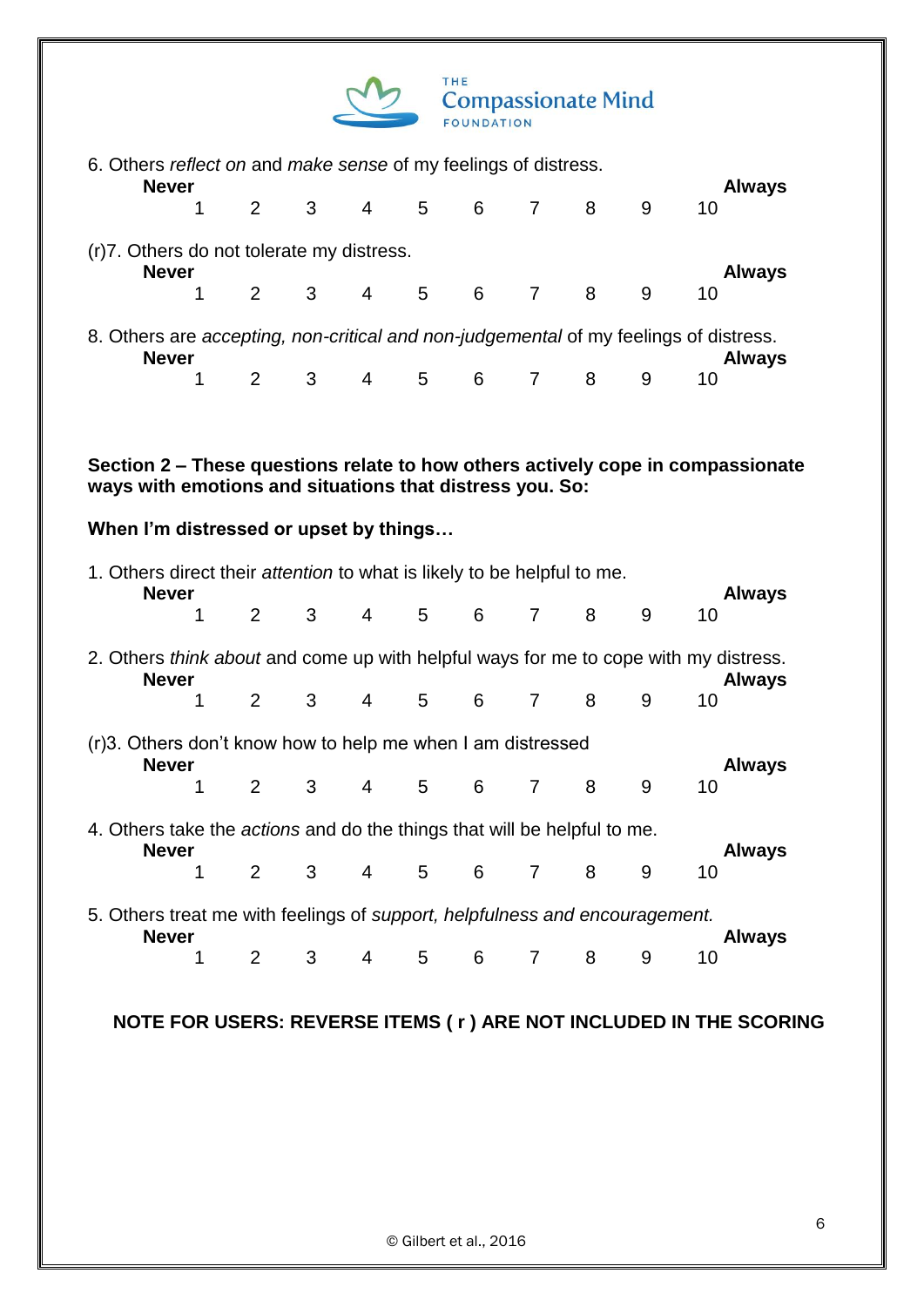6. Others *reflect on* and *make sense* of my feelings of distress.

**Never** 1 2 3 4 5 6 7 8 9 10 **Always**

(r)7. Others do not tolerate my distress.

**Never** 1 2 3 4 5 6 7 8 9 10 **Always**

8. Others are *accepting, non-critical and non-judgemental* of my feelings of distress.

**Never** 1 2 3 4 5 6 7 8 9 10 **Always**

**Section 2 – These questions relate to how others actively cope in compassionate ways with emotions and situations that distress you. So:**

**When I'm distressed or upset by things…**

1. Others direct their *attention* to what is likely to be helpful to me.

**Never** 1 2 3 4 5 6 7 8 9 10 **Always**

2. Others *think about* and come up with helpful ways for me to cope with my distress.

**Never** 1 2 3 4 5 6 7 8 9 10 **Always**

(r)3. Others don't know how to help me when I am distressed

**Never** 1 2 3 4 5 6 7 8 9 10 **Always**

4. Others take the *actions* and do the things that will be helpful to me.

**Never** 1 2 3 4 5 6 7 8 9 10 **Always**

5. Others treat me with feelings of *support, helpfulness and encouragement.*

**Never** 1 2 3 4 5 6 7 8 9 10 **Always**

**NOTE FOR USERS: REVERSE ITEMS ( r ) ARE NOT INCLUDED IN THE SCORING**

© Gilbert et al., 2016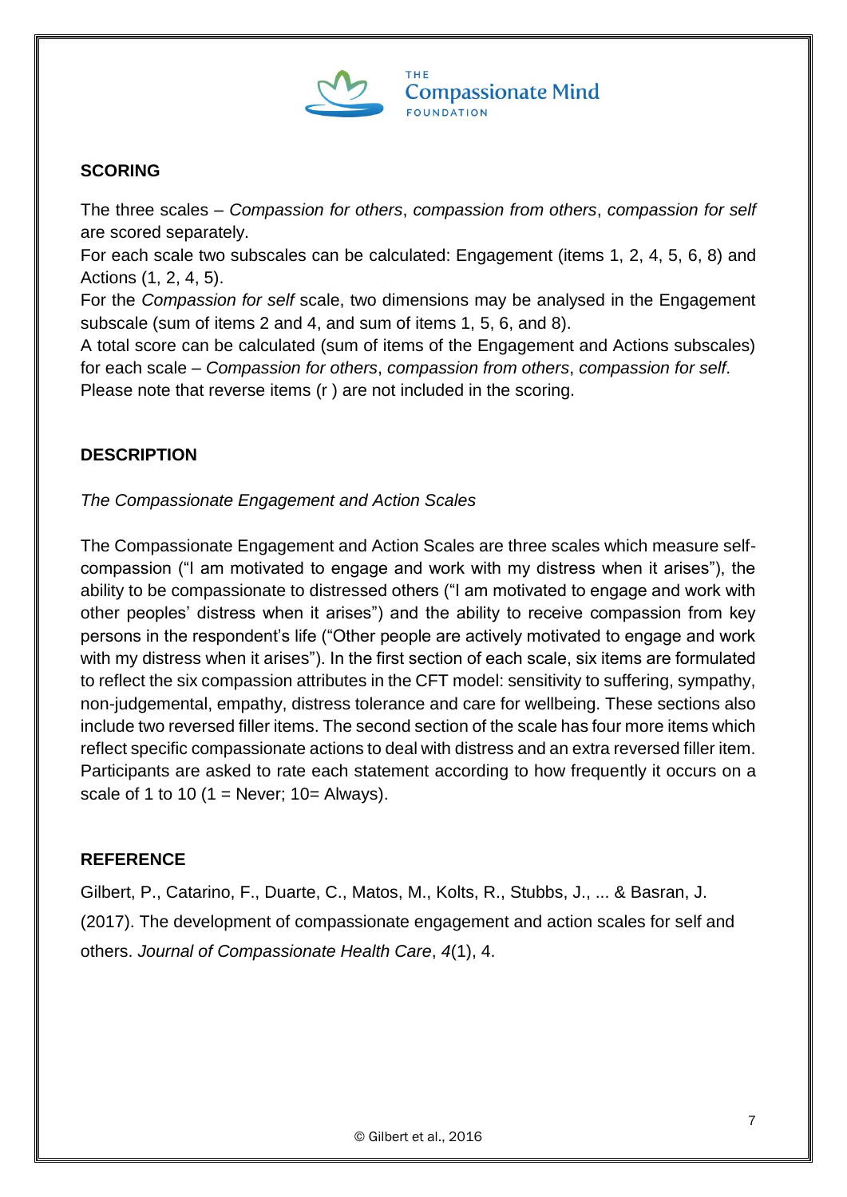## SCORING

The three scales – *Compassion for others*, *compassion from others*, *compassion for self* are scored separately.

For each scale two subscales can be calculated: Engagement (items 1, 2, 4, 5, 6, 8) and Actions (1, 2, 4, 5).

For the *Compassion for self* scale, two dimensions may be analysed in the Engagement subscale (sum of items 2 and 4, and sum of items 1, 5, 6, and 8).

A total score can be calculated (sum of items of the Engagement and Actions subscales) for each scale – *Compassion for others*, *compassion from others*, *compassion for self*.

Please note that reverse items (r ) are not included in the scoring.

## DESCRIPTION

*The Compassionate Engagement and Action Scales*

The Compassionate Engagement and Action Scales are three scales which measure self-compassion ("I am motivated to engage and work with my distress when it arises"), the ability to be compassionate to distressed others ("I am motivated to engage and work with other peoples' distress when it arises") and the ability to receive compassion from key persons in the respondent's life ("Other people are actively motivated to engage and work with my distress when it arises"). In the first section of each scale, six items are formulated to reflect the six compassion attributes in the CFT model: sensitivity to suffering, sympathy, non-judgemental, empathy, distress tolerance and care for wellbeing. These sections also include two reversed filler items. The second section of the scale has four more items which reflect specific compassionate actions to deal with distress and an extra reversed filler item. Participants are asked to rate each statement according to how frequently it occurs on a scale of 1 to 10 (1 = Never; 10= Always).

## REFERENCE

Gilbert, P., Catarino, F., Duarte, C., Matos, M., Kolts, R., Stubbs, J., ... & Basran, J. (2017). The development of compassionate engagement and action scales for self and others. *Journal of Compassionate Health Care*, *4*(1), 4.

© Gilbert et al., 2016